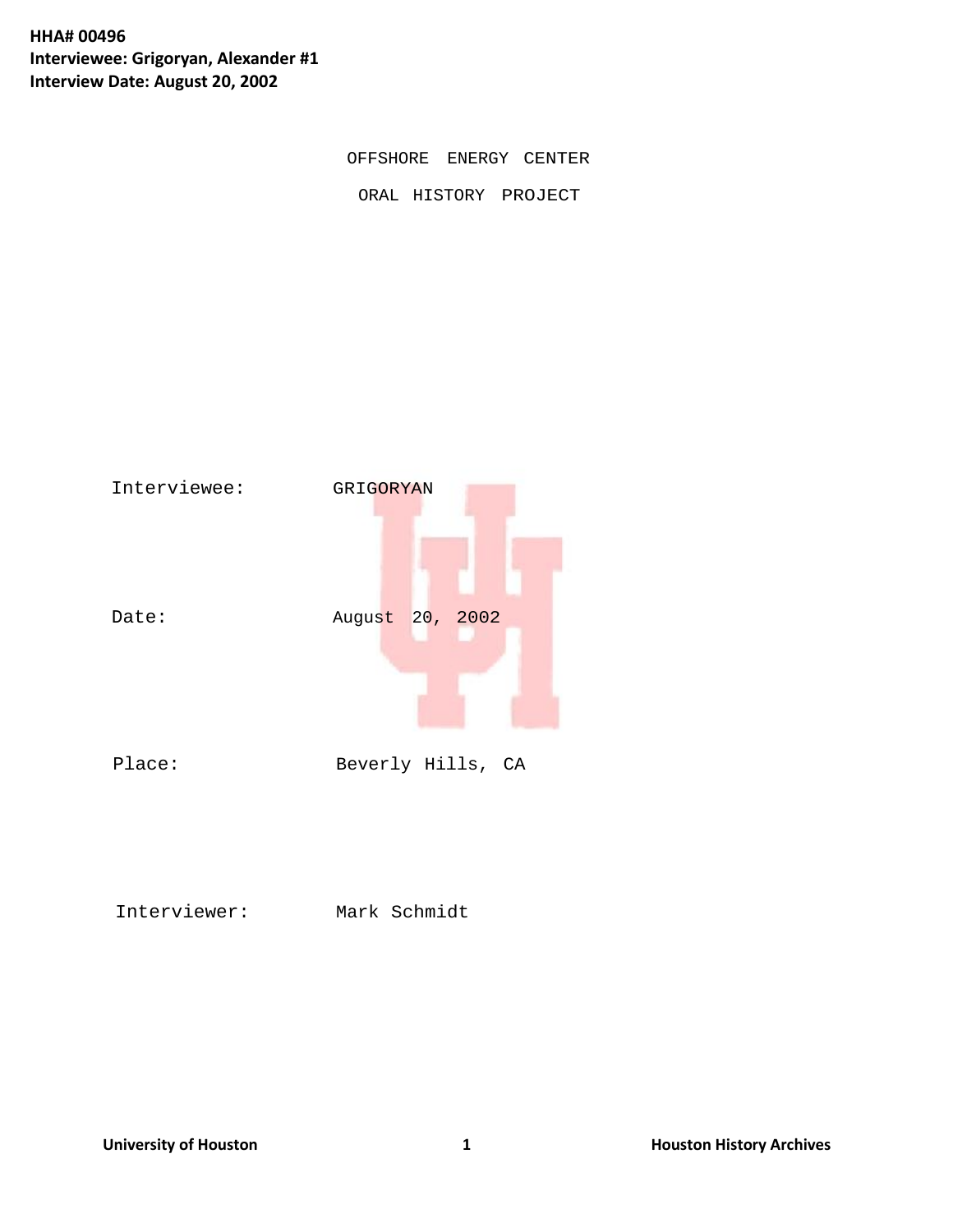# OFFSHORE ENERGY CENTER

## ORAL HISTORY PROJECT

Interviewee: GRIGORYAN

Date: August 20, 2002

Place: Beverly Hills, CA

Interviewer: Mark Schmidt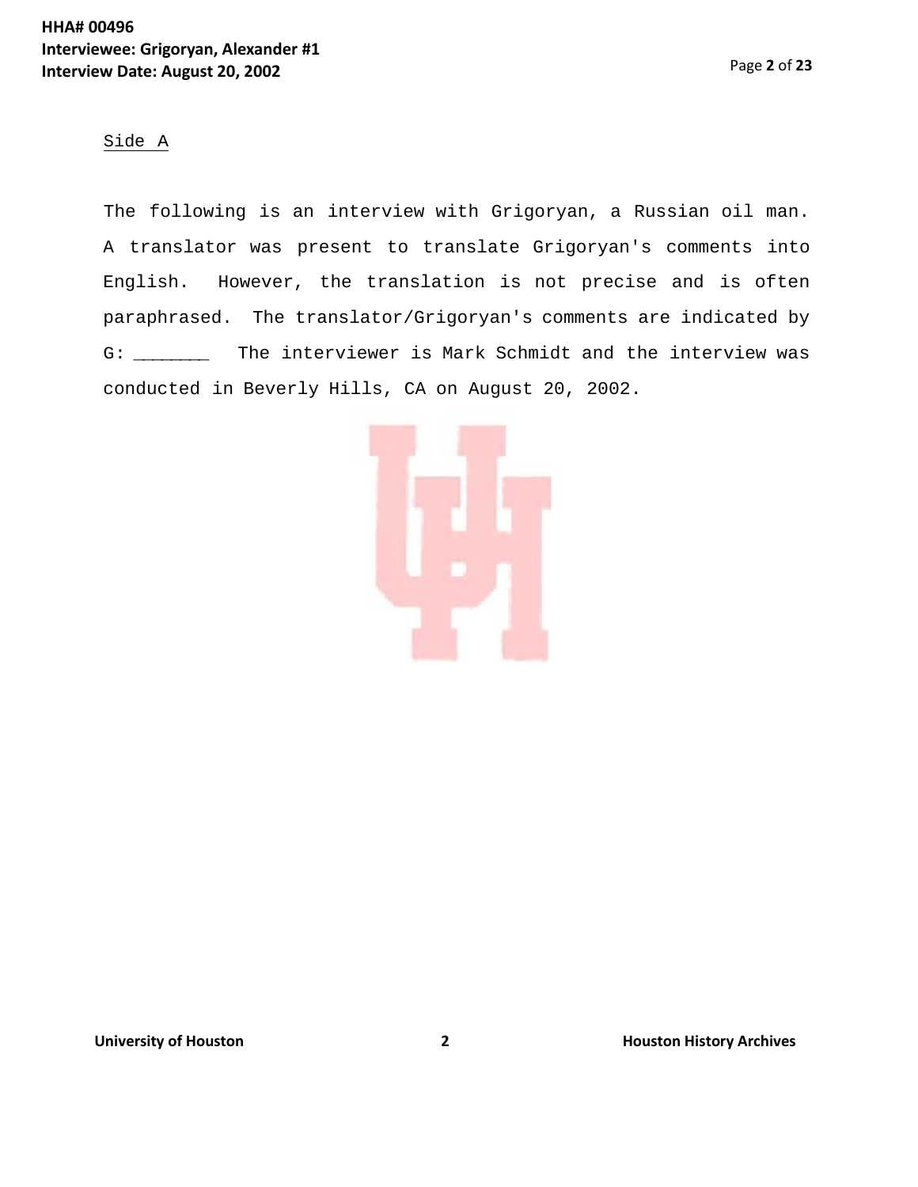Side A

The following is an interview with Grigoryan, a Russian oil man. A translator was present to translate Grigoryan's comments into English. However, the translation is not precise and is often paraphrased. The translator/Grigoryan's comments are indicated by G: _______ The interviewer is Mark Schmidt and the interview was conducted in Beverly Hills, CA on August 20, 2002.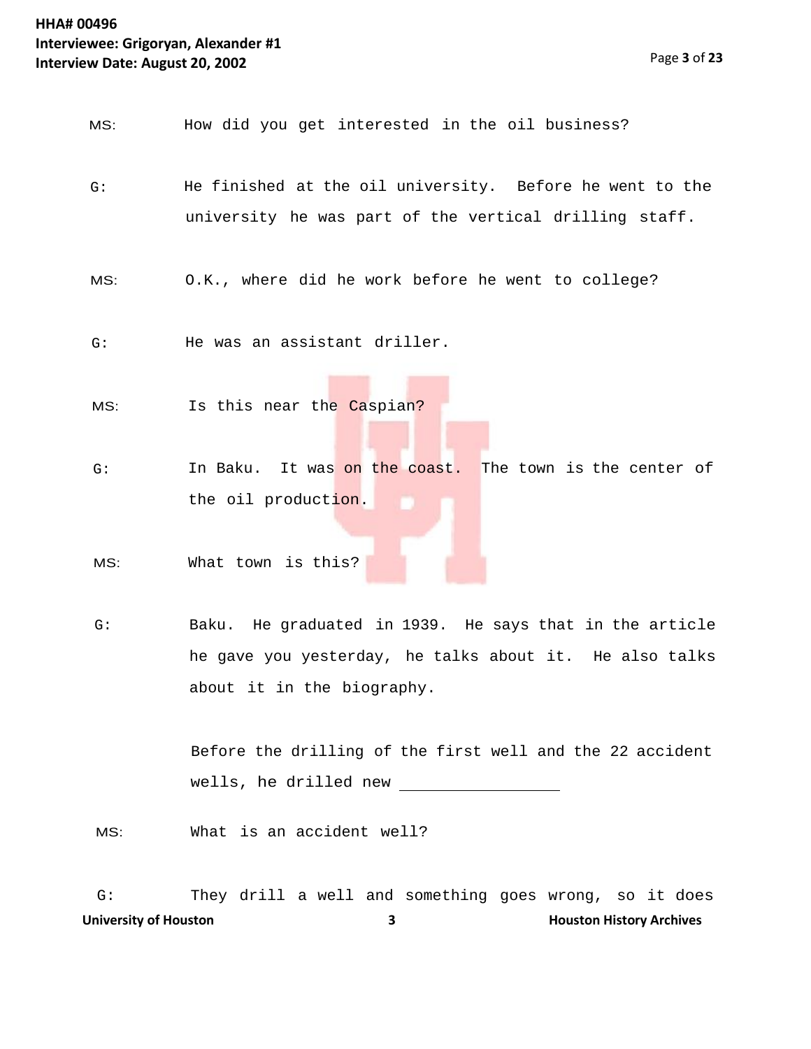MS: How did you get interested in the oil business?

G: He finished at the oil university. Before he went to the university he was part of the vertical drilling staff.

MS: O.K., where did he work before he went to college?

G: He was an assistant driller.

MS: Is this near the Caspian?

G: In Baku. It was on the coast. The town is the center of the oil production.

MS: What town is this?

G: Baku. He graduated in 1939. He says that in the article he gave you yesterday, he talks about it. He also talks about it in the biography.

Before the drilling of the first well and the 22 accident wells, he drilled new ________________

MS: What is an accident well?

G: They drill a well and something goes wrong, so it does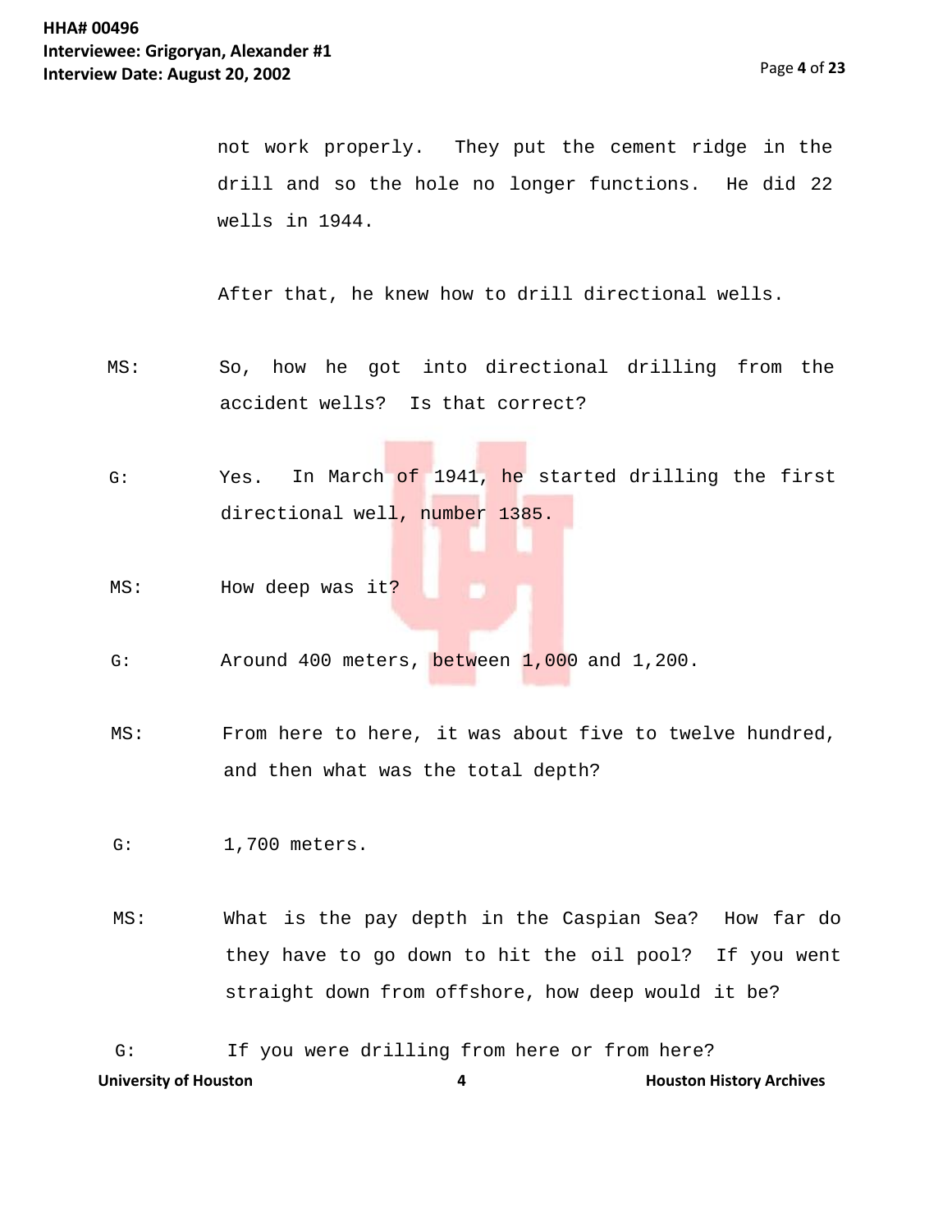not work properly. They put the cement ridge in the drill and so the hole no longer functions. He did 22 wells in 1944.

After that, he knew how to drill directional wells.

MS: So, how he got into directional drilling from the accident wells? Is that correct?

G: Yes. In March of 1941, he started drilling the first directional well, number 1385.

MS: How deep was it?

G: Around 400 meters, between 1,000 and 1,200.

MS: From here to here, it was about five to twelve hundred, and then what was the total depth?

G: 1,700 meters.

MS: What is the pay depth in the Caspian Sea? How far do they have to go down to hit the oil pool? If you went straight down from offshore, how deep would it be?

G: If you were drilling from here or from here?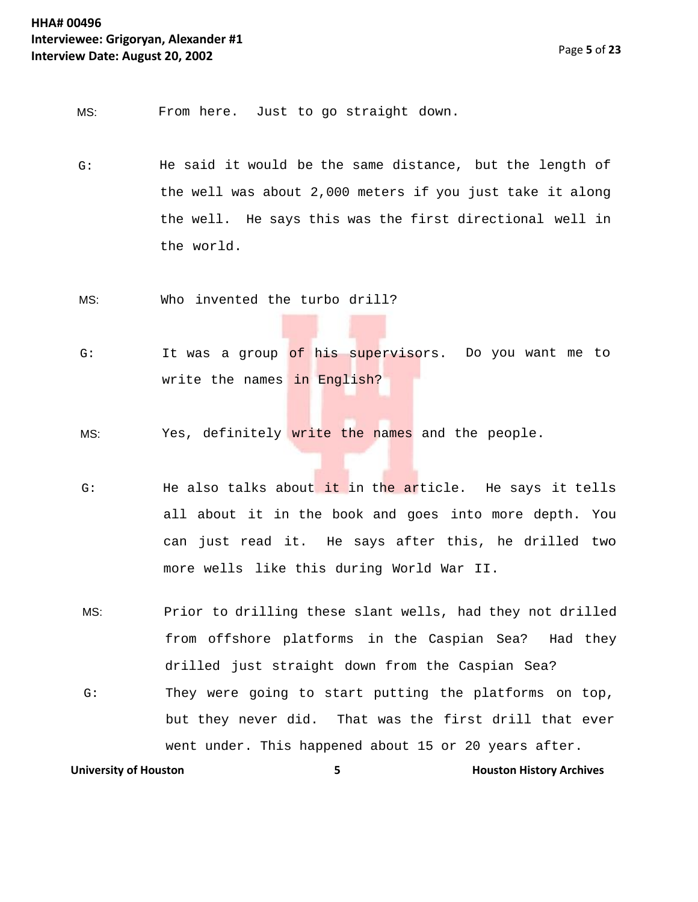MS: From here. Just to go straight down.

G: He said it would be the same distance, but the length of the well was about 2,000 meters if you just take it along the well. He says this was the first directional well in the world.

MS: Who invented the turbo drill?

G: It was a group of his supervisors. Do you want me to write the names in English?

MS: Yes, definitely write the names and the people.

G: He also talks about it in the article. He says it tells all about it in the book and goes into more depth. You can just read it. He says after this, he drilled two more wells like this during World War II.

MS: Prior to drilling these slant wells, had they not drilled from offshore platforms in the Caspian Sea? Had they drilled just straight down from the Caspian Sea?

G: They were going to start putting the platforms on top, but they never did. That was the first drill that ever went under. This happened about 15 or 20 years after.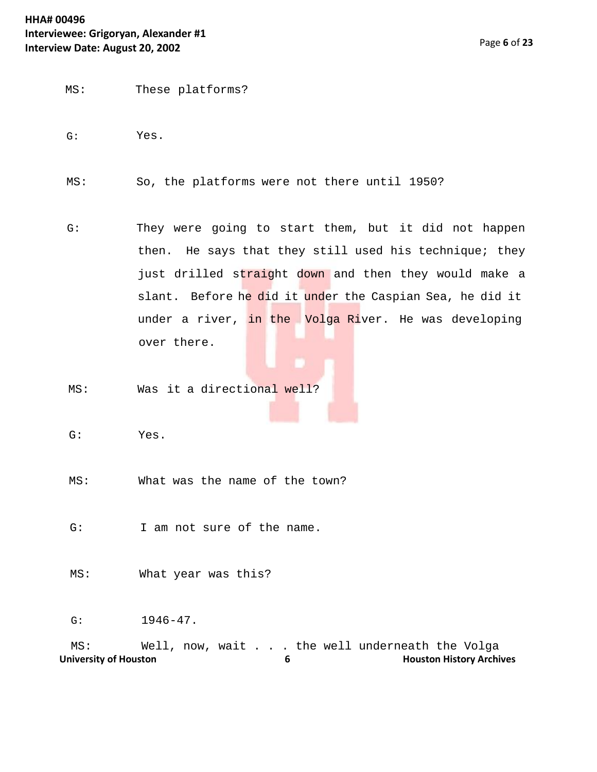MS: These platforms?

G: Yes.

MS: So, the platforms were not there until 1950?

G: They were going to start them, but it did not happen then. He says that they still used his technique; they just drilled straight down and then they would make a slant. Before he did it under the Caspian Sea, he did it under a river, in the Volga River. He was developing over there.

MS: Was it a directional well?

G: Yes.

MS: What was the name of the town?

G: I am not sure of the name.

MS: What year was this?

G: 1946-47.

MS: Well, now, wait . . . the well underneath the Volga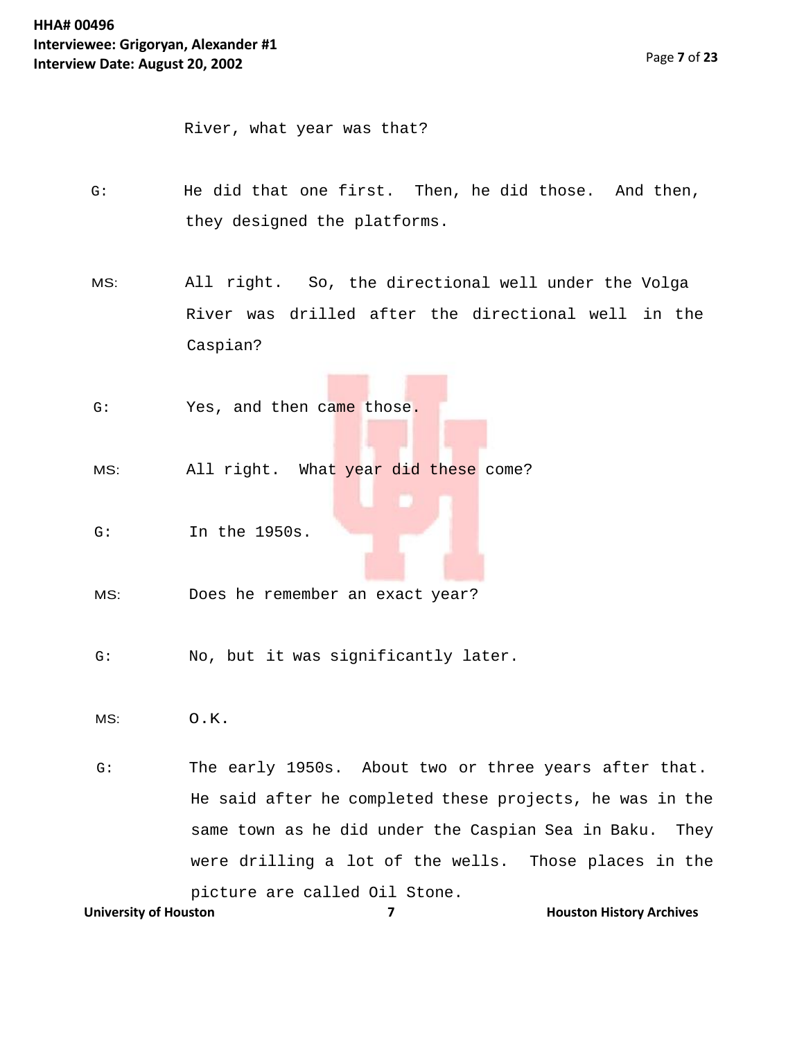River, what year was that?

G: He did that one first. Then, he did those. And then, they designed the platforms.

MS: All right. So, the directional well under the Volga River was drilled after the directional well in the Caspian?

G: Yes, and then came those.

MS: All right. What year did these come?

G: In the 1950s.

MS: Does he remember an exact year?

G: No, but it was significantly later.

MS: O.K.

G: The early 1950s. About two or three years after that. He said after he completed these projects, he was in the same town as he did under the Caspian Sea in Baku. They were drilling a lot of the wells. Those places in the picture are called Oil Stone.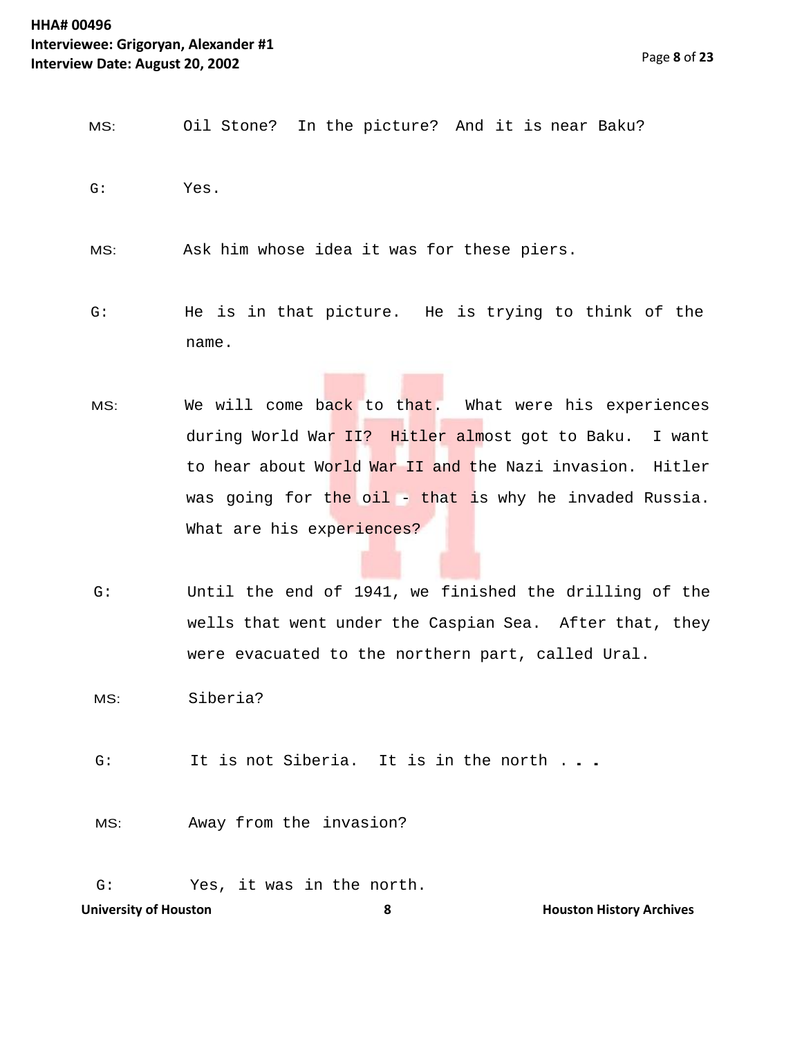MS: Oil Stone? In the picture? And it is near Baku?

G: Yes.

MS: Ask him whose idea it was for these piers.

G: He is in that picture. He is trying to think of the name.

MS: We will come back to that. What were his experiences during World War II? Hitler almost got to Baku. I want to hear about World War II and the Nazi invasion. Hitler was going for the oil - that is why he invaded Russia. What are his experiences?

G: Until the end of 1941, we finished the drilling of the wells that went under the Caspian Sea. After that, they were evacuated to the northern part, called Ural.

MS: Siberia?

G: It is not Siberia. It is in the north . . .

MS: Away from the invasion?

G: Yes, it was in the north.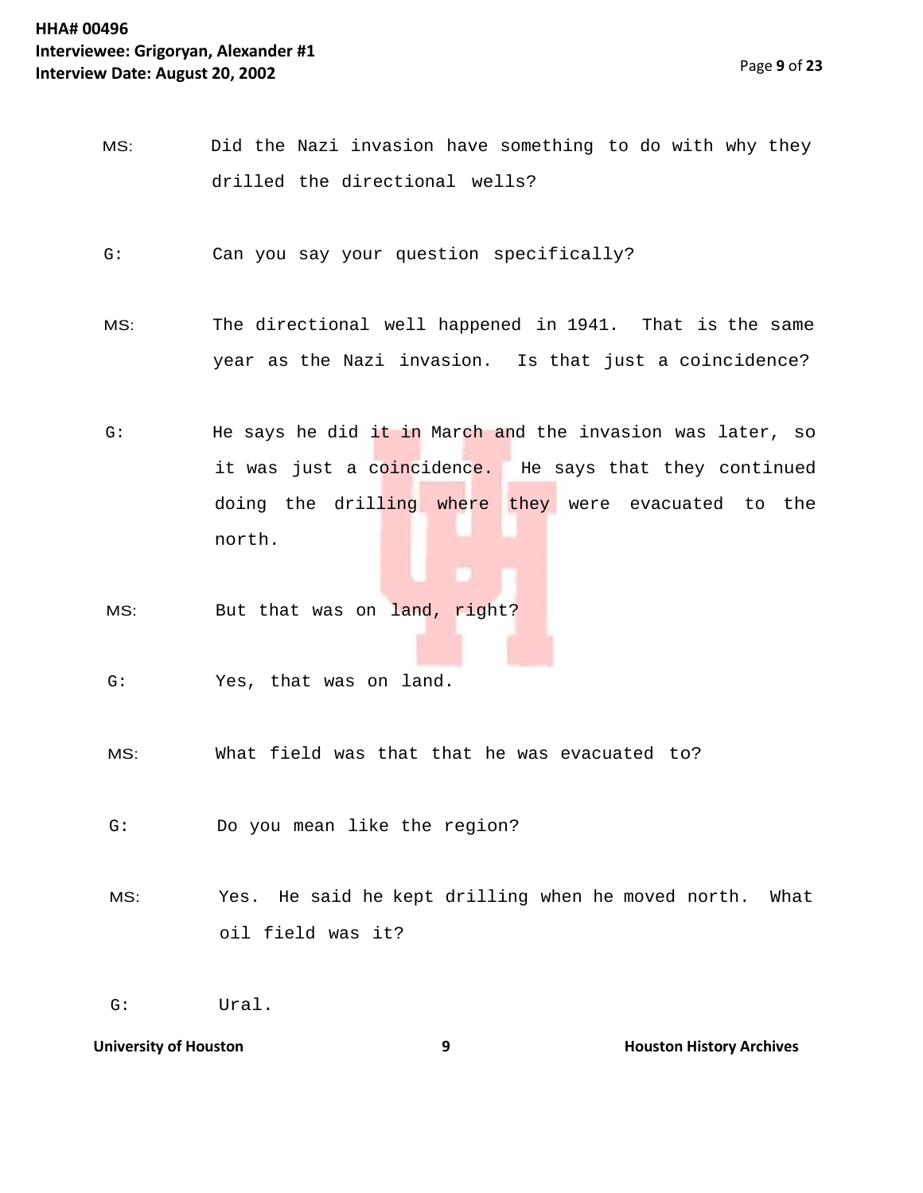MS: Did the Nazi invasion have something to do with why they drilled the directional wells?

G: Can you say your question specifically?

MS: The directional well happened in 1941. That is the same year as the Nazi invasion. Is that just a coincidence?

G: He says he did it in March and the invasion was later, so it was just a coincidence. He says that they continued doing the drilling where they were evacuated to the north.

MS: But that was on land, right?

G: Yes, that was on land.

MS: What field was that that he was evacuated to?

G: Do you mean like the region?

MS: Yes. He said he kept drilling when he moved north. What oil field was it?

G: Ural.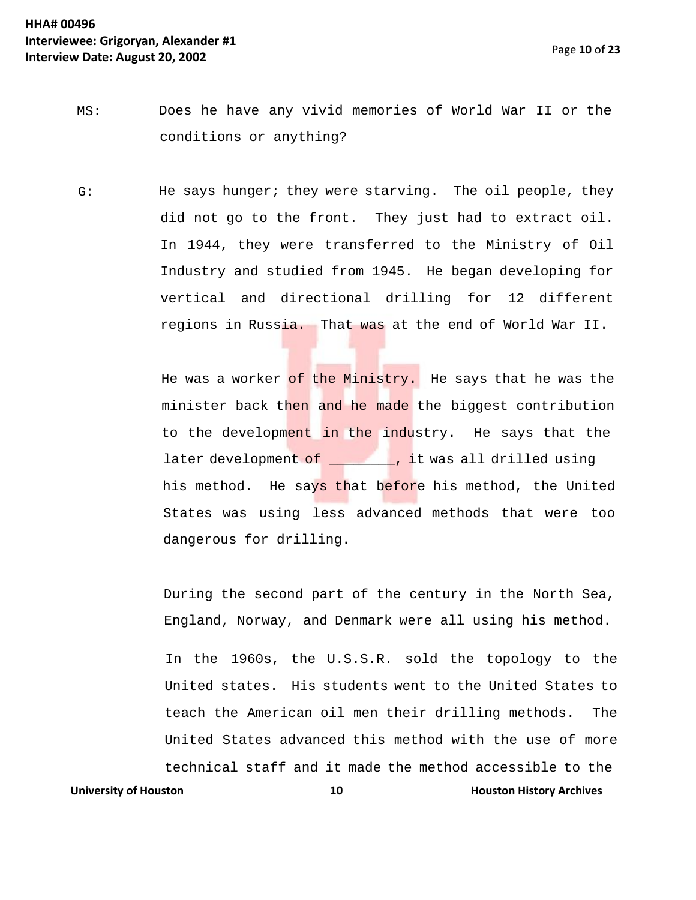MS: Does he have any vivid memories of World War II or the conditions or anything?

G: He says hunger; they were starving. The oil people, they did not go to the front. They just had to extract oil. In 1944, they were transferred to the Ministry of Oil Industry and studied from 1945. He began developing for vertical and directional drilling for 12 different regions in Russia. That was at the end of World War II.

He was a worker of the Ministry. He says that he was the minister back then and he made the biggest contribution to the development in the industry. He says that the later development of ________, it was all drilled using his method. He says that before his method, the United States was using less advanced methods that were too dangerous for drilling.

During the second part of the century in the North Sea, England, Norway, and Denmark were all using his method.

In the 1960s, the U.S.S.R. sold the topology to the United states. His students went to the United States to teach the American oil men their drilling methods. The United States advanced this method with the use of more technical staff and it made the method accessible to the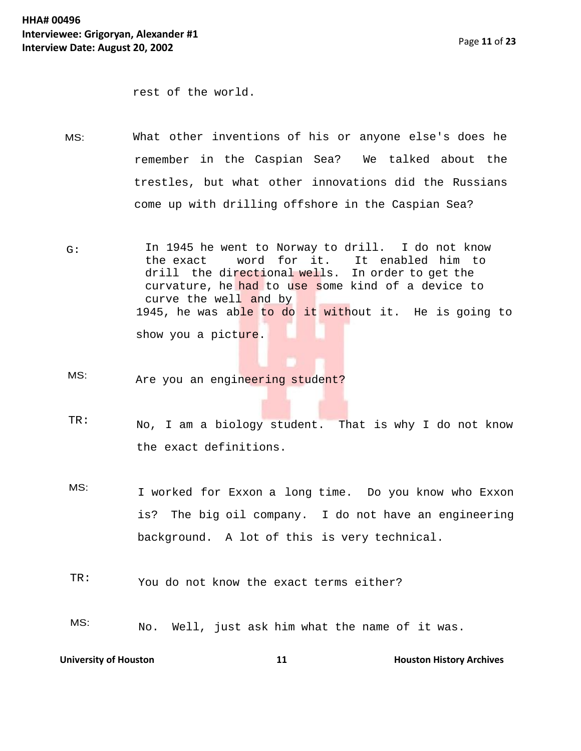rest of the world.

MS: What other inventions of his or anyone else's does he remember in the Caspian Sea? We talked about the trestles, but what other innovations did the Russians come up with drilling offshore in the Caspian Sea?

G: In 1945 he went to Norway to drill. I do not know the exact word for it. It enabled him to drill the directional wells. In order to get the curvature, he had to use some kind of a device to curve the well and by 1945, he was able to do it without it. He is going to show you a picture.

MS: Are you an engineering student?

TR: No, I am a biology student. That is why I do not know the exact definitions.

MS: I worked for Exxon a long time. Do you know who Exxon is? The big oil company. I do not have an engineering background. A lot of this is very technical.

TR: You do not know the exact terms either?

MS: No. Well, just ask him what the name of it was.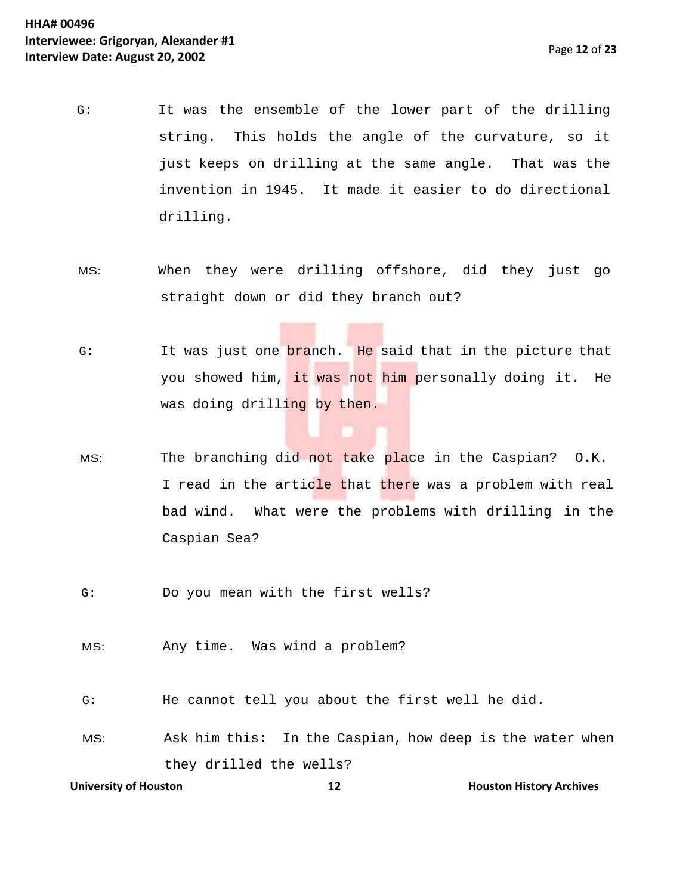G: It was the ensemble of the lower part of the drilling string. This holds the angle of the curvature, so it just keeps on drilling at the same angle. That was the invention in 1945. It made it easier to do directional drilling.

MS: When they were drilling offshore, did they just go straight down or did they branch out?

G: It was just one branch. He said that in the picture that you showed him, it was not him personally doing it. He was doing drilling by then.

MS: The branching did not take place in the Caspian? O.K. I read in the article that there was a problem with real bad wind. What were the problems with drilling in the Caspian Sea?

G: Do you mean with the first wells?

MS: Any time. Was wind a problem?

G: He cannot tell you about the first well he did.

MS: Ask him this: In the Caspian, how deep is the water when they drilled the wells?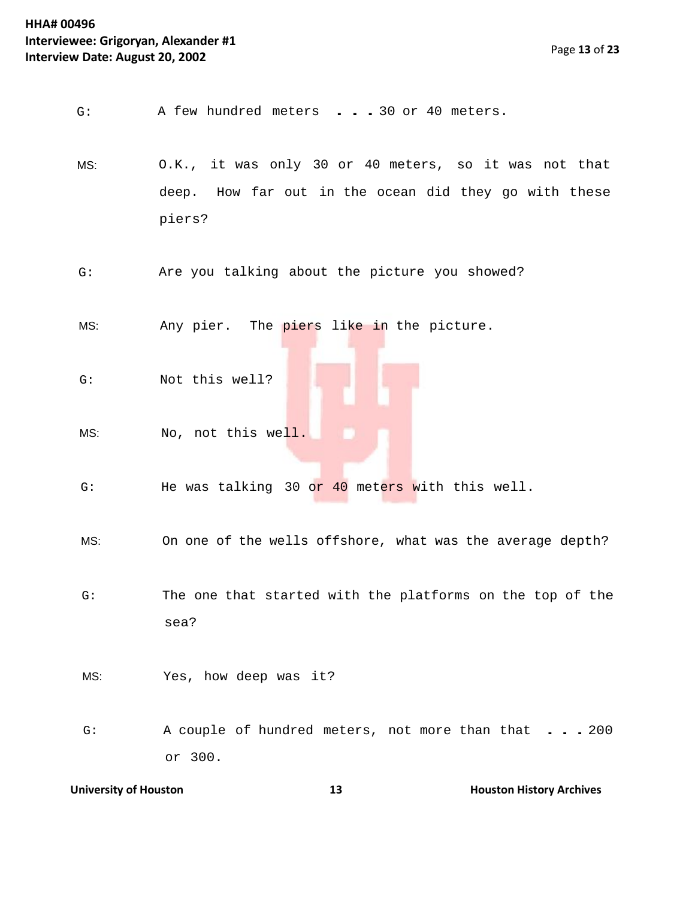G: A few hundred meters . . . 30 or 40 meters.

MS: O.K., it was only 30 or 40 meters, so it was not that deep. How far out in the ocean did they go with these piers?

G: Are you talking about the picture you showed?

MS: Any pier. The piers like in the picture.

G: Not this well?

MS: No, not this well.

G: He was talking 30 or 40 meters with this well.

MS: On one of the wells offshore, what was the average depth?

G: The one that started with the platforms on the top of the sea?

MS: Yes, how deep was it?

G: A couple of hundred meters, not more than that . . . 200 or 300.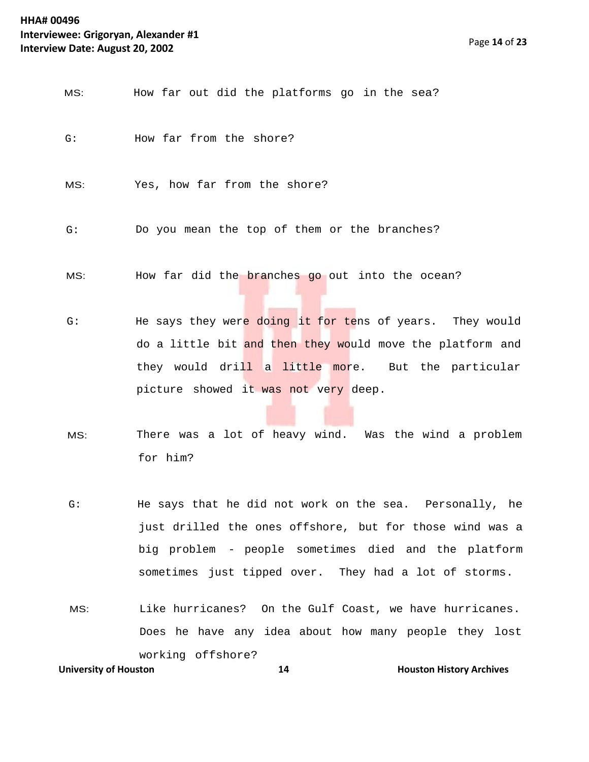MS: How far out did the platforms go in the sea?

G: How far from the shore?

MS: Yes, how far from the shore?

G: Do you mean the top of them or the branches?

MS: How far did the branches go out into the ocean?

G: He says they were doing it for tens of years. They would do a little bit and then they would move the platform and they would drill a little more. But the particular picture showed it was not very deep.

MS: There was a lot of heavy wind. Was the wind a problem for him?

G: He says that he did not work on the sea. Personally, he just drilled the ones offshore, but for those wind was a big problem - people sometimes died and the platform sometimes just tipped over. They had a lot of storms.

MS: Like hurricanes? On the Gulf Coast, we have hurricanes. Does he have any idea about how many people they lost working offshore?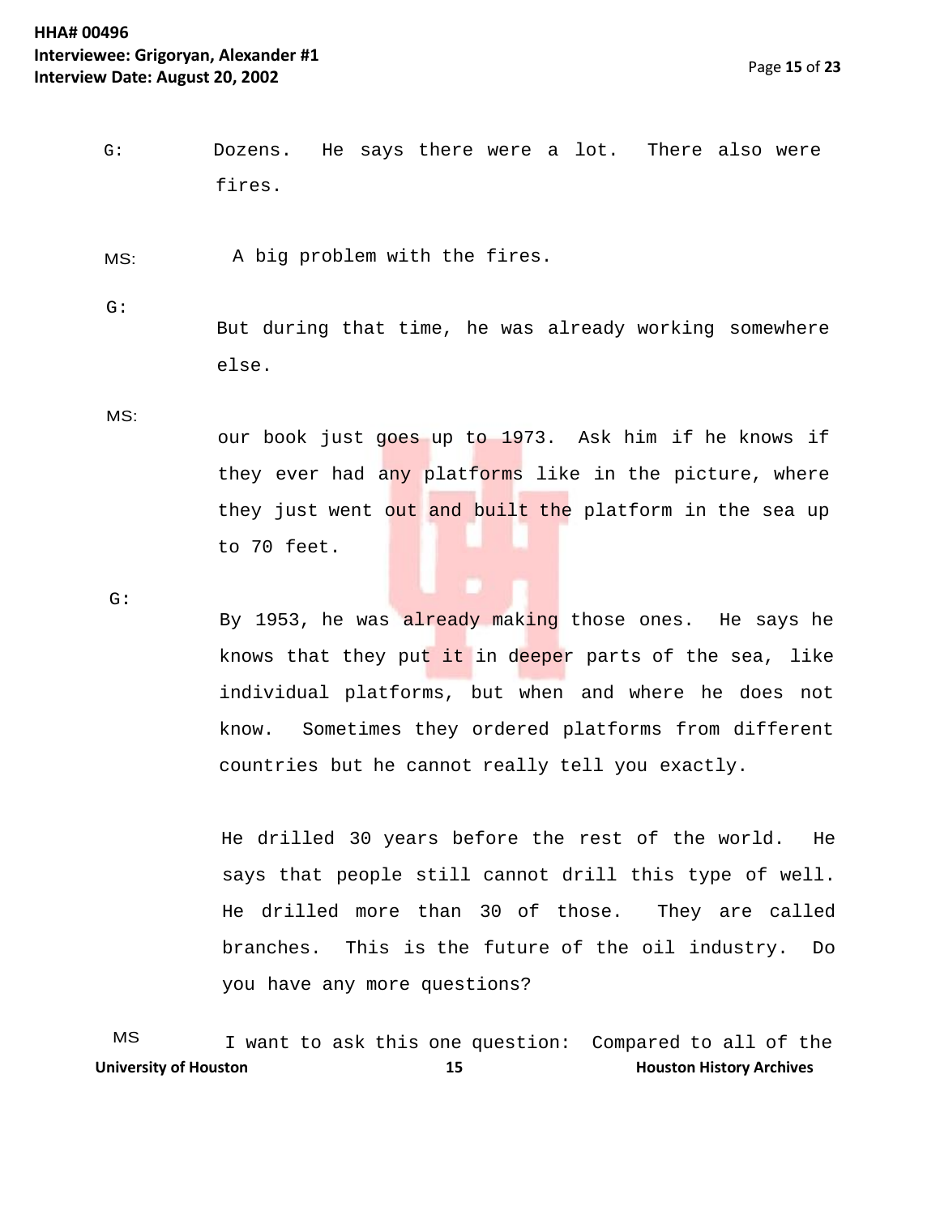G: Dozens. He says there were a lot. There also were fires.

MS: A big problem with the fires.

G: But during that time, he was already working somewhere else.

MS: our book just goes up to 1973. Ask him if he knows if they ever had any platforms like in the picture, where they just went out and built the platform in the sea up to 70 feet.

G: By 1953, he was already making those ones. He says he knows that they put it in deeper parts of the sea, like individual platforms, but when and where he does not know. Sometimes they ordered platforms from different countries but he cannot really tell you exactly.

He drilled 30 years before the rest of the world. He says that people still cannot drill this type of well. He drilled more than 30 of those. They are called branches. This is the future of the oil industry. Do you have any more questions?

MS I want to ask this one question: Compared to all of the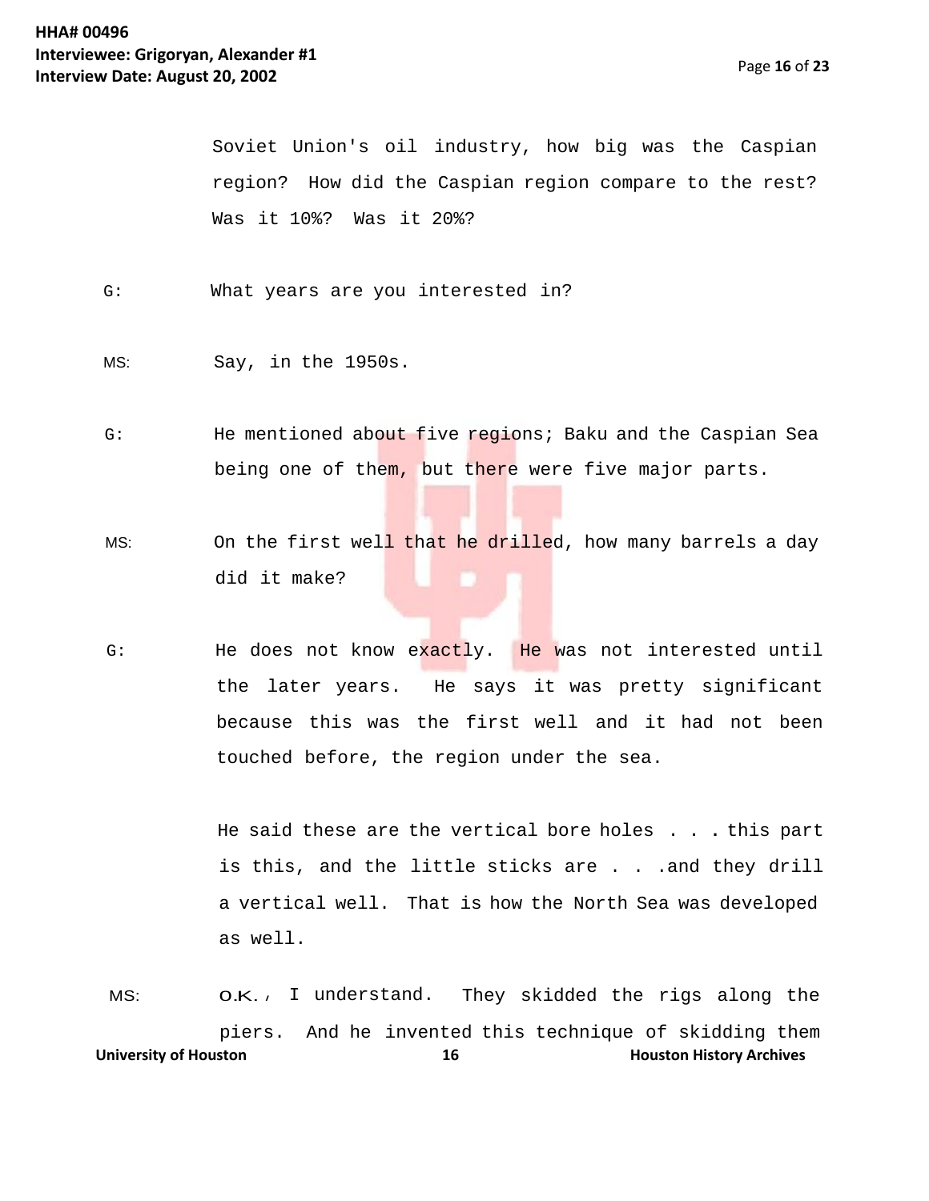Soviet Union's oil industry, how big was the Caspian region? How did the Caspian region compare to the rest? Was it 10%? Was it 20%?

G: What years are you interested in?

MS: Say, in the 1950s.

G: He mentioned about five regions; Baku and the Caspian Sea being one of them, but there were five major parts.

MS: On the first well that he drilled, how many barrels a day did it make?

G: He does not know exactly. He was not interested until the later years. He says it was pretty significant because this was the first well and it had not been touched before, the region under the sea.

He said these are the vertical bore holes . . . this part is this, and the little sticks are . . .and they drill a vertical well. That is how the North Sea was developed as well.

MS: O.K., I understand. They skidded the rigs along the piers. And he invented this technique of skidding them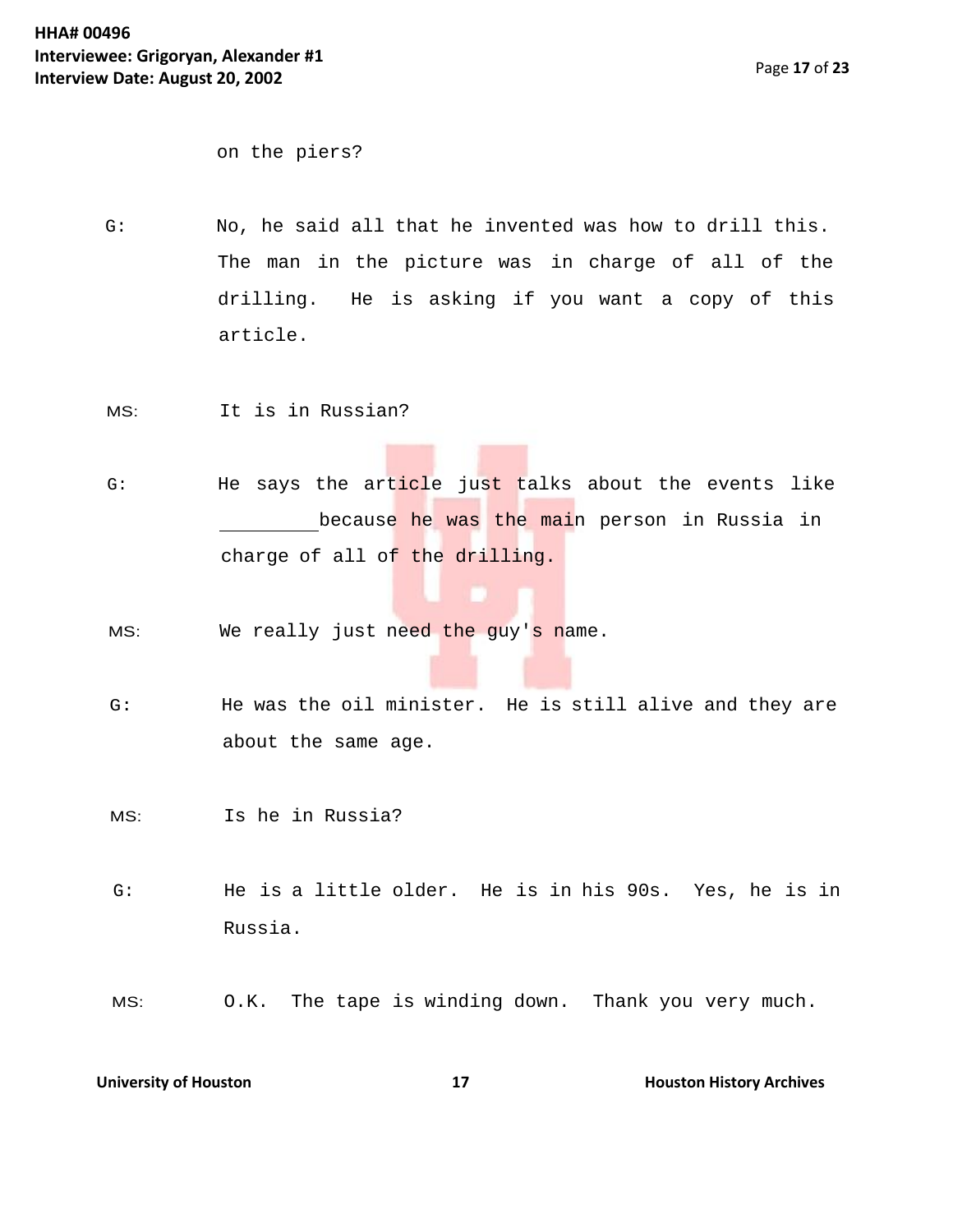on the piers?

G: No, he said all that he invented was how to drill this. The man in the picture was in charge of all of the drilling. He is asking if you want a copy of this article.

MS: It is in Russian?

G: He says the article just talks about the events like ________ because he was the main person in Russia in charge of all of the drilling.

MS: We really just need the guy's name.

G: He was the oil minister. He is still alive and they are about the same age.

MS: Is he in Russia?

G: He is a little older. He is in his 90s. Yes, he is in Russia.

MS: O.K. The tape is winding down. Thank you very much.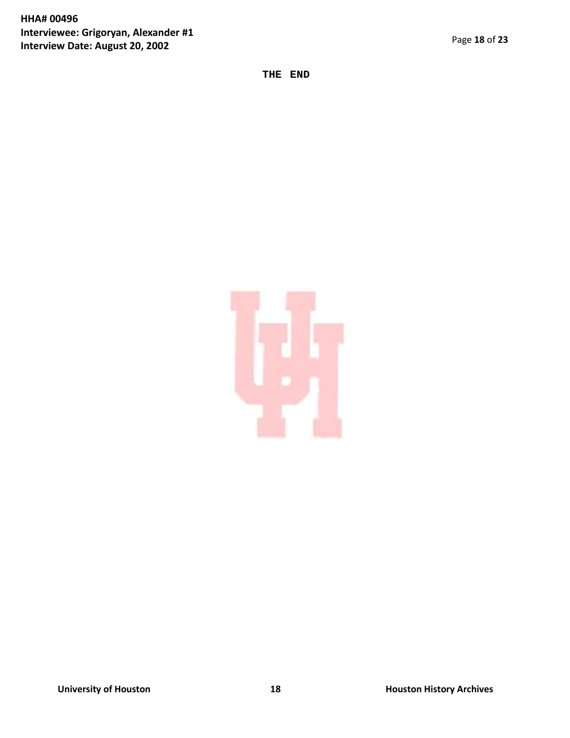**THE END**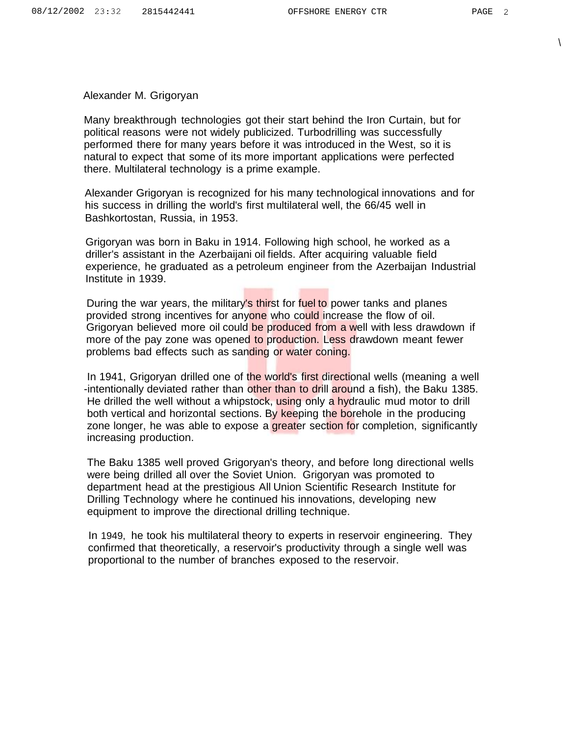Alexander M. Grigoryan

Many breakthrough technologies got their start behind the Iron Curtain, but for political reasons were not widely publicized. Turbodrilling was successfully performed there for many years before it was introduced in the West, so it is natural to expect that some of its more important applications were perfected there. Multilateral technology is a prime example.

Alexander Grigoryan is recognized for his many technological innovations and for his success in drilling the world's first multilateral well, the 66/45 well in Bashkortostan, Russia, in 1953.

Grigoryan was born in Baku in 1914. Following high school, he worked as a driller's assistant in the Azerbaijani oil fields. After acquiring valuable field experience, he graduated as a petroleum engineer from the Azerbaijan Industrial Institute in 1939.

During the war years, the military's thirst for fuel to power tanks and planes provided strong incentives for anyone who could increase the flow of oil. Grigoryan believed more oil could be produced from a well with less drawdown if more of the pay zone was opened to production. Less drawdown meant fewer problems bad effects such as sanding or water coning.

In 1941, Grigoryan drilled one of the world's first directional wells (meaning a well -intentionally deviated rather than other than to drill around a fish), the Baku 1385. He drilled the well without a whipstock, using only a hydraulic mud motor to drill both vertical and horizontal sections. By keeping the borehole in the producing zone longer, he was able to expose a greater section for completion, significantly increasing production.

The Baku 1385 well proved Grigoryan's theory, and before long directional wells were being drilled all over the Soviet Union. Grigoryan was promoted to department head at the prestigious All Union Scientific Research Institute for Drilling Technology where he continued his innovations, developing new equipment to improve the directional drilling technique.

In 1949, he took his multilateral theory to experts in reservoir engineering. They confirmed that theoretically, a reservoir's productivity through a single well was proportional to the number of branches exposed to the reservoir.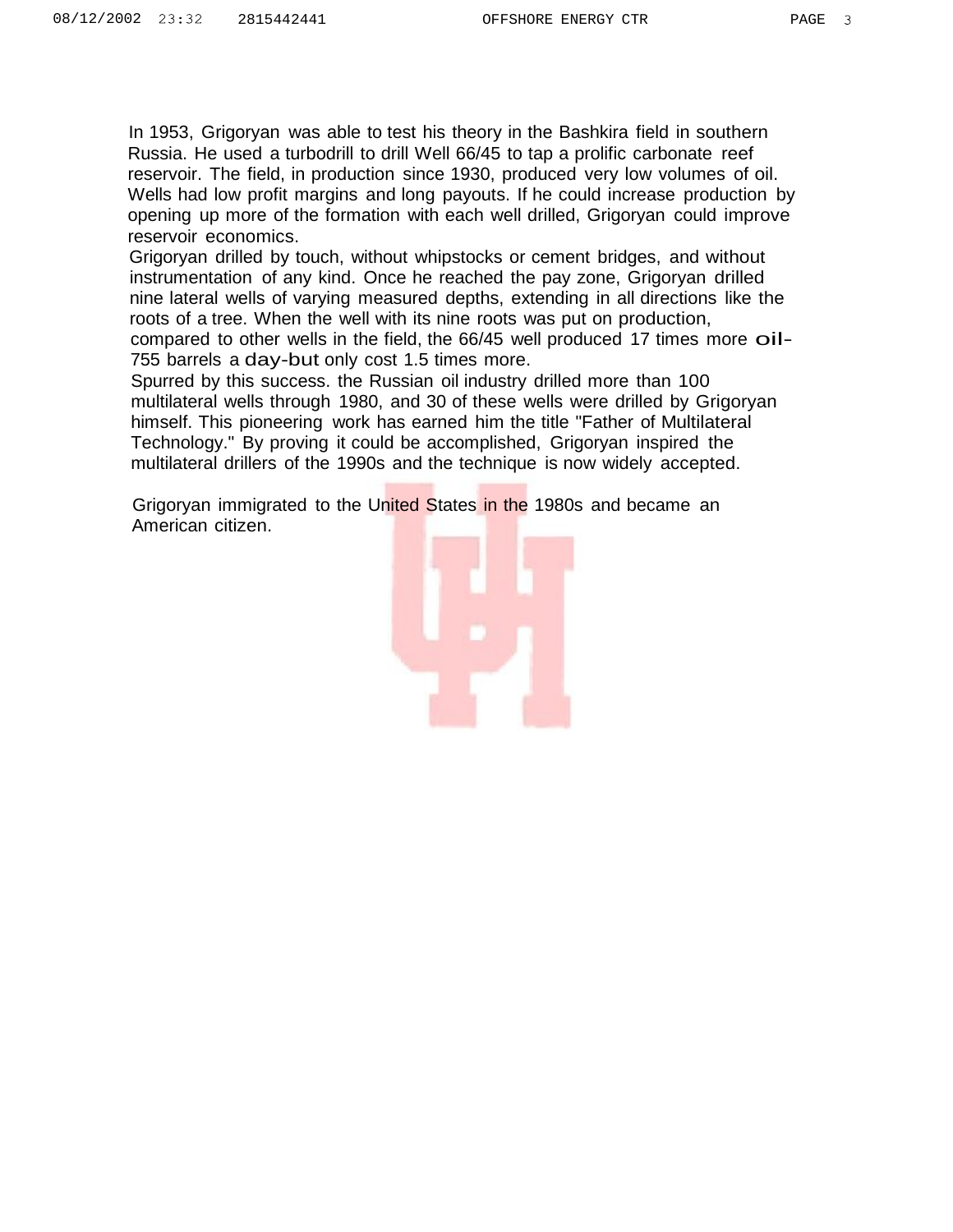In 1953, Grigoryan was able to test his theory in the Bashkira field in southern Russia. He used a turbodrill to drill Well 66/45 to tap a prolific carbonate reef reservoir. The field, in production since 1930, produced very low volumes of oil. Wells had low profit margins and long payouts. If he could increase production by opening up more of the formation with each well drilled, Grigoryan could improve reservoir economics.

Grigoryan drilled by touch, without whipstocks or cement bridges, and without instrumentation of any kind. Once he reached the pay zone, Grigoryan drilled nine lateral wells of varying measured depths, extending in all directions like the roots of a tree. When the well with its nine roots was put on production, compared to other wells in the field, the 66/45 well produced 17 times more oil-755 barrels a day-but only cost 1.5 times more.

Spurred by this success. the Russian oil industry drilled more than 100 multilateral wells through 1980, and 30 of these wells were drilled by Grigoryan himself. This pioneering work has earned him the title "Father of Multilateral Technology." By proving it could be accomplished, Grigoryan inspired the multilateral drillers of the 1990s and the technique is now widely accepted.

Grigoryan immigrated to the United States in the 1980s and became an American citizen.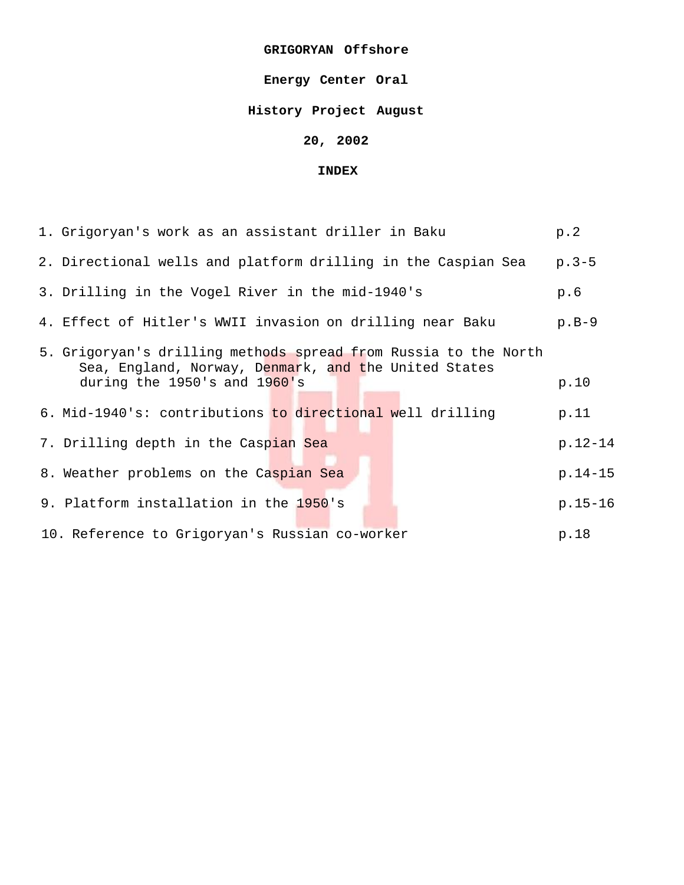**GRIGORYAN Offshore**

**Energy Center Oral**

**History Project August**

**20, 2002**

**INDEX**

1. Grigoryan's work as an assistant driller in Baku p.2
2. Directional wells and platform drilling in the Caspian Sea p.3-5
3. Drilling in the Vogel River in the mid-1940's p.6
4. Effect of Hitler's WWII invasion on drilling near Baku p.B-9
5. Grigoryan's drilling methods spread from Russia to the North Sea, England, Norway, Denmark, and the United States during the 1950's and 1960's p.10
6. Mid-1940's: contributions to directional well drilling p.11
7. Drilling depth in the Caspian Sea p.12-14
8. Weather problems on the Caspian Sea p.14-15
9. Platform installation in the 1950's p.15-16
10. Reference to Grigoryan's Russian co-worker p.18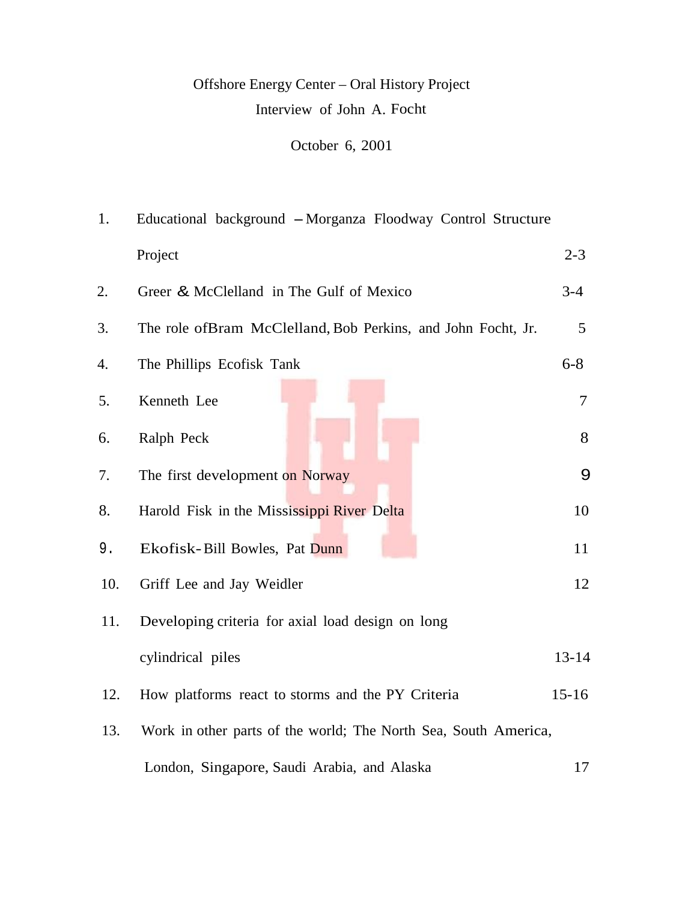Offshore Energy Center – Oral History Project

Interview of John A. Focht

October 6, 2001

| | | |
|---|---|---|
| 1. | Educational background – Morganza Floodway Control Structure Project | 2-3 |
| 2. | Greer & McClelland in The Gulf of Mexico | 3-4 |
| 3. | The role ofBram McClelland, Bob Perkins, and John Focht, Jr. | 5 |
| 4. | The Phillips Ecofisk Tank | 6-8 |
| 5. | Kenneth Lee | 7 |
| 6. | Ralph Peck | 8 |
| 7. | The first development on Norway | 9 |
| 8. | Harold Fisk in the Mississippi River Delta | 10 |
| 9. | Ekofisk- Bill Bowles, Pat Dunn | 11 |
| 10. | Griff Lee and Jay Weidler | 12 |
| 11. | Developing criteria for axial load design on long cylindrical piles | 13-14 |
| 12. | How platforms react to storms and the PY Criteria | 15-16 |
| 13. | Work in other parts of the world; The North Sea, South America, London, Singapore, Saudi Arabia, and Alaska | 17 |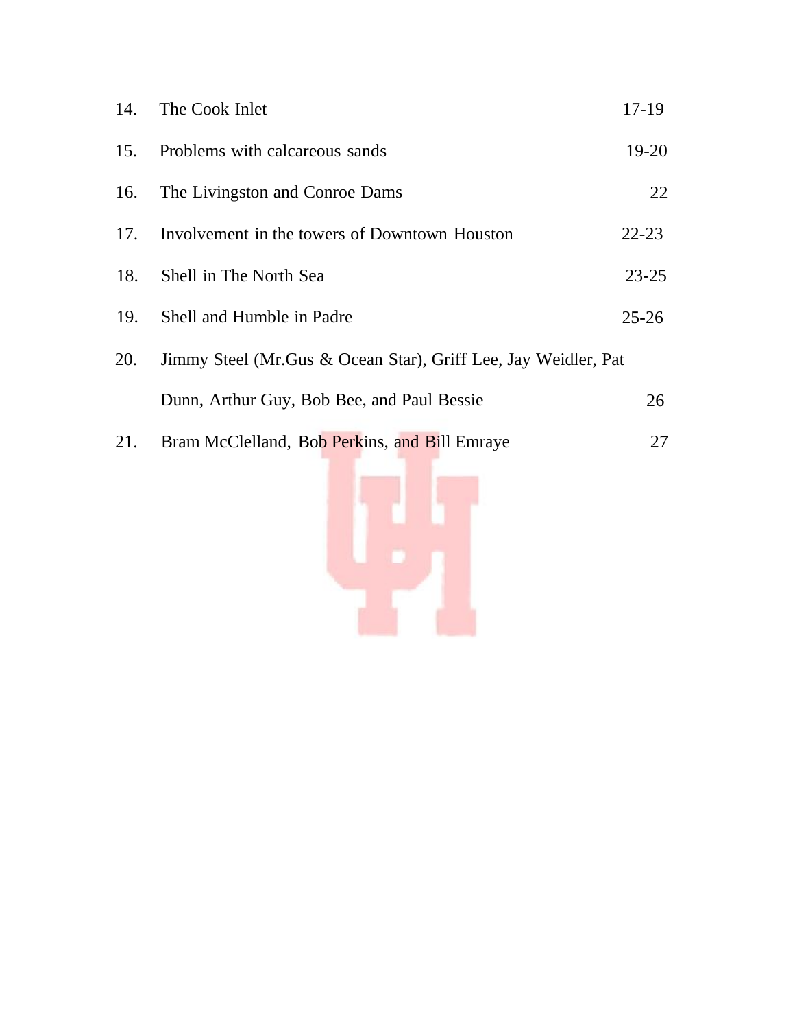| | | |
|---|---|---|
| 14. | The Cook Inlet | 17-19 |
| 15. | Problems with calcareous sands | 19-20 |
| 16. | The Livingston and Conroe Dams | 22 |
| 17. | Involvement in the towers of Downtown Houston | 22-23 |
| 18. | Shell in The North Sea | 23-25 |
| 19. | Shell and Humble in Padre | 25-26 |
| 20. | Jimmy Steel (Mr.Gus & Ocean Star), Griff Lee, Jay Weidler, Pat Dunn, Arthur Guy, Bob Bee, and Paul Bessie | 26 |
| 21. | Bram McClelland, Bob Perkins, and Bill Emraye | 27 |